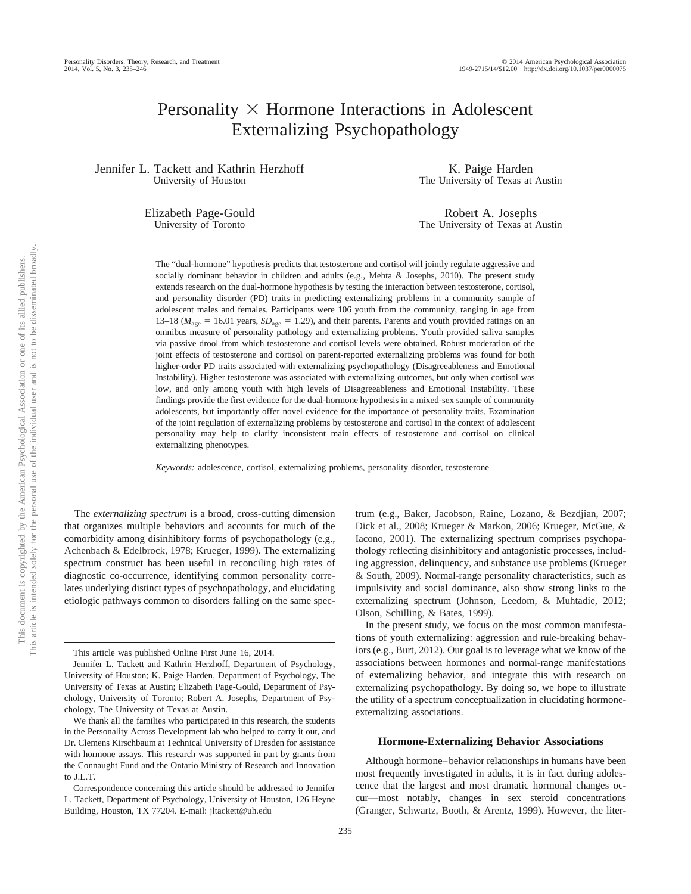# Personality × Hormone Interactions in Adolescent Externalizing Psychopathology

Jennifer L. Tackett and Kathrin Herzhoff
University of Houston

K. Paige Harden
The University of Texas at Austin

Elizabeth Page-Gould
University of Toronto

Robert A. Josephs
The University of Texas at Austin

The "dual-hormone" hypothesis predicts that testosterone and cortisol will jointly regulate aggressive and socially dominant behavior in children and adults (e.g., Mehta & Josephs, 2010). The present study extends research on the dual-hormone hypothesis by testing the interaction between testosterone, cortisol, and personality disorder (PD) traits in predicting externalizing problems in a community sample of adolescent males and females. Participants were 106 youth from the community, ranging in age from 13–18 ($M_{\text{age}} = 16.01$ years, $SD_{\text{age}} = 1.29$), and their parents. Parents and youth provided ratings on an omnibus measure of personality pathology and externalizing problems. Youth provided saliva samples via passive drool from which testosterone and cortisol levels were obtained. Robust moderation of the joint effects of testosterone and cortisol on parent-reported externalizing problems was found for both higher-order PD traits associated with externalizing psychopathology (Disagreeableness and Emotional Instability). Higher testosterone was associated with externalizing outcomes, but only when cortisol was low, and only among youth with high levels of Disagreeableness and Emotional Instability. These findings provide the first evidence for the dual-hormone hypothesis in a mixed-sex sample of community adolescents, but importantly offer novel evidence for the importance of personality traits. Examination of the joint regulation of externalizing problems by testosterone and cortisol in the context of adolescent personality may help to clarify inconsistent main effects of testosterone and cortisol on clinical externalizing phenotypes.

*Keywords:* adolescence, cortisol, externalizing problems, personality disorder, testosterone

The *externalizing spectrum* is a broad, cross-cutting dimension that organizes multiple behaviors and accounts for much of the comorbidity among disinhibitory forms of psychopathology (e.g., Achenbach & Edelbrock, 1978; Krueger, 1999). The externalizing spectrum construct has been useful in reconciling high rates of diagnostic co-occurrence, identifying common personality correlates underlying distinct types of psychopathology, and elucidating etiologic pathways common to disorders falling on the same spectrum (e.g., Baker, Jacobson, Raine, Lozano, & Bezdjian, 2007; Dick et al., 2008; Krueger & Markon, 2006; Krueger, McGue, & Iacono, 2001). The externalizing spectrum comprises psychopathology reflecting disinhibitory and antagonistic processes, including aggression, delinquency, and substance use problems (Krueger & South, 2009). Normal-range personality characteristics, such as impulsivity and social dominance, also show strong links to the externalizing spectrum (Johnson, Leedom, & Muhtadie, 2012; Olson, Schilling, & Bates, 1999).

In the present study, we focus on the most common manifestations of youth externalizing: aggression and rule-breaking behaviors (e.g., Burt, 2012). Our goal is to leverage what we know of the associations between hormones and normal-range manifestations of externalizing behavior, and integrate this with research on externalizing psychopathology. By doing so, we hope to illustrate the utility of a spectrum conceptualization in elucidating hormone-externalizing associations.

## Hormone-Externalizing Behavior Associations

Although hormone–behavior relationships in humans have been most frequently investigated in adults, it is in fact during adolescence that the largest and most dramatic hormonal changes occur—most notably, changes in sex steroid concentrations (Granger, Schwartz, Booth, & Arentz, 1999). However, the liter-

---

This article was published Online First June 16, 2014.

Jennifer L. Tackett and Kathrin Herzhoff, Department of Psychology, University of Houston; K. Paige Harden, Department of Psychology, The University of Texas at Austin; Elizabeth Page-Gould, Department of Psychology, University of Toronto; Robert A. Josephs, Department of Psychology, The University of Texas at Austin.

We thank all the families who participated in this research, the students in the Personality Across Development lab who helped to carry it out, and Dr. Clemens Kirschbaum at Technical University of Dresden for assistance with hormone assays. This research was supported in part by grants from the Connaught Fund and the Ontario Ministry of Research and Innovation to J.L.T.

Correspondence concerning this article should be addressed to Jennifer L. Tackett, Department of Psychology, University of Houston, 126 Heyne Building, Houston, TX 77204. E-mail: jltackett@uh.edu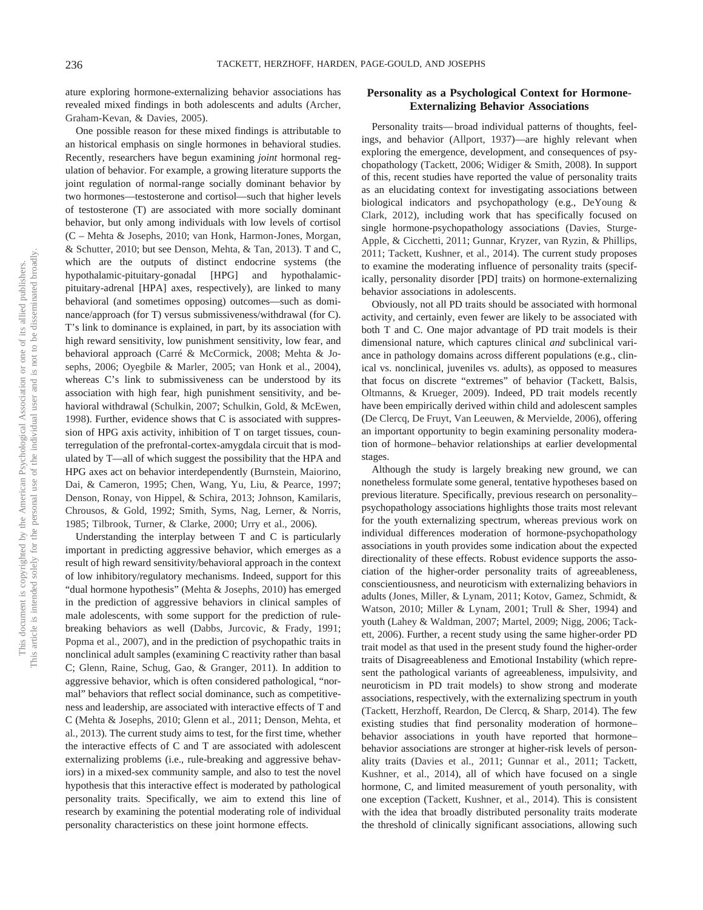ature exploring hormone-externalizing behavior associations has revealed mixed findings in both adolescents and adults (Archer, Graham-Kevan, & Davies, 2005).

One possible reason for these mixed findings is attributable to an historical emphasis on single hormones in behavioral studies. Recently, researchers have begun examining *joint* hormonal regulation of behavior. For example, a growing literature supports the joint regulation of normal-range socially dominant behavior by two hormones—testosterone and cortisol—such that higher levels of testosterone (T) are associated with more socially dominant behavior, but only among individuals with low levels of cortisol (C – Mehta & Josephs, 2010; van Honk, Harmon-Jones, Morgan, & Schutter, 2010; but see Denson, Mehta, & Tan, 2013). T and C, which are the outputs of distinct endocrine systems (the hypothalamic-pituitary-gonadal [HPG] and hypothalamic-pituitary-adrenal [HPA] axes, respectively), are linked to many behavioral (and sometimes opposing) outcomes—such as dominance/approach (for T) versus submissiveness/withdrawal (for C). T's link to dominance is explained, in part, by its association with high reward sensitivity, low punishment sensitivity, low fear, and behavioral approach (Carré & McCormick, 2008; Mehta & Josephs, 2006; Oyegbile & Marler, 2005; van Honk et al., 2004), whereas C's link to submissiveness can be understood by its association with high fear, high punishment sensitivity, and behavioral withdrawal (Schulkin, 2007; Schulkin, Gold, & McEwen, 1998). Further, evidence shows that C is associated with suppression of HPG axis activity, inhibition of T on target tissues, counterregulation of the prefrontal-cortex-amygdala circuit that is modulated by T—all of which suggest the possibility that the HPA and HPG axes act on behavior interdependently (Burnstein, Maiorino, Dai, & Cameron, 1995; Chen, Wang, Yu, Liu, & Pearce, 1997; Denson, Ronay, von Hippel, & Schira, 2013; Johnson, Kamilaris, Chrousos, & Gold, 1992; Smith, Syms, Nag, Lerner, & Norris, 1985; Tilbrook, Turner, & Clarke, 2000; Urry et al., 2006).

Understanding the interplay between T and C is particularly important in predicting aggressive behavior, which emerges as a result of high reward sensitivity/behavioral approach in the context of low inhibitory/regulatory mechanisms. Indeed, support for this "dual hormone hypothesis" (Mehta & Josephs, 2010) has emerged in the prediction of aggressive behaviors in clinical samples of male adolescents, with some support for the prediction of rule-breaking behaviors as well (Dabbs, Jurcovic, & Frady, 1991; Popma et al., 2007), and in the prediction of psychopathic traits in nonclinical adult samples (examining C reactivity rather than basal C; Glenn, Raine, Schug, Gao, & Granger, 2011). In addition to aggressive behavior, which is often considered pathological, "normal" behaviors that reflect social dominance, such as competitiveness and leadership, are associated with interactive effects of T and C (Mehta & Josephs, 2010; Glenn et al., 2011; Denson, Mehta, et al., 2013). The current study aims to test, for the first time, whether the interactive effects of C and T are associated with adolescent externalizing problems (i.e., rule-breaking and aggressive behaviors) in a mixed-sex community sample, and also to test the novel hypothesis that this interactive effect is moderated by pathological personality traits. Specifically, we aim to extend this line of research by examining the potential moderating role of individual personality characteristics on these joint hormone effects.

## Personality as a Psychological Context for Hormone-Externalizing Behavior Associations

Personality traits—broad individual patterns of thoughts, feelings, and behavior (Allport, 1937)—are highly relevant when exploring the emergence, development, and consequences of psychopathology (Tackett, 2006; Widiger & Smith, 2008). In support of this, recent studies have reported the value of personality traits as an elucidating context for investigating associations between biological indicators and psychopathology (e.g., DeYoung & Clark, 2012), including work that has specifically focused on single hormone-psychopathology associations (Davies, Sturge-Apple, & Cicchetti, 2011; Gunnar, Kryzer, van Ryzin, & Phillips, 2011; Tackett, Kushner, et al., 2014). The current study proposes to examine the moderating influence of personality traits (specifically, personality disorder [PD] traits) on hormone-externalizing behavior associations in adolescents.

Obviously, not all PD traits should be associated with hormonal activity, and certainly, even fewer are likely to be associated with both T and C. One major advantage of PD trait models is their dimensional nature, which captures clinical *and* subclinical variance in pathology domains across different populations (e.g., clinical vs. nonclinical, juveniles vs. adults), as opposed to measures that focus on discrete "extremes" of behavior (Tackett, Balsis, Oltmanns, & Krueger, 2009). Indeed, PD trait models recently have been empirically derived within child and adolescent samples (De Clercq, De Fruyt, Van Leeuwen, & Mervielde, 2006), offering an important opportunity to begin examining personality moderation of hormone–behavior relationships at earlier developmental stages.

Although the study is largely breaking new ground, we can nonetheless formulate some general, tentative hypotheses based on previous literature. Specifically, previous research on personality–psychopathology associations highlights those traits most relevant for the youth externalizing spectrum, whereas previous work on individual differences moderation of hormone-psychopathology associations in youth provides some indication about the expected directionality of these effects. Robust evidence supports the association of the higher-order personality traits of agreeableness, conscientiousness, and neuroticism with externalizing behaviors in adults (Jones, Miller, & Lynam, 2011; Kotov, Gamez, Schmidt, & Watson, 2010; Miller & Lynam, 2001; Trull & Sher, 1994) and youth (Lahey & Waldman, 2007; Martel, 2009; Nigg, 2006; Tackett, 2006). Further, a recent study using the same higher-order PD trait model as that used in the present study found the higher-order traits of Disagreeableness and Emotional Instability (which represent the pathological variants of agreeableness, impulsivity, and neuroticism in PD trait models) to show strong and moderate associations, respectively, with the externalizing spectrum in youth (Tackett, Herzhoff, Reardon, De Clercq, & Sharp, 2014). The few existing studies that find personality moderation of hormone–behavior associations in youth have reported that hormone–behavior associations are stronger at higher-risk levels of personality traits (Davies et al., 2011; Gunnar et al., 2011; Tackett, Kushner, et al., 2014), all of which have focused on a single hormone, C, and limited measurement of youth personality, with one exception (Tackett, Kushner, et al., 2014). This is consistent with the idea that broadly distributed personality traits moderate the threshold of clinically significant associations, allowing such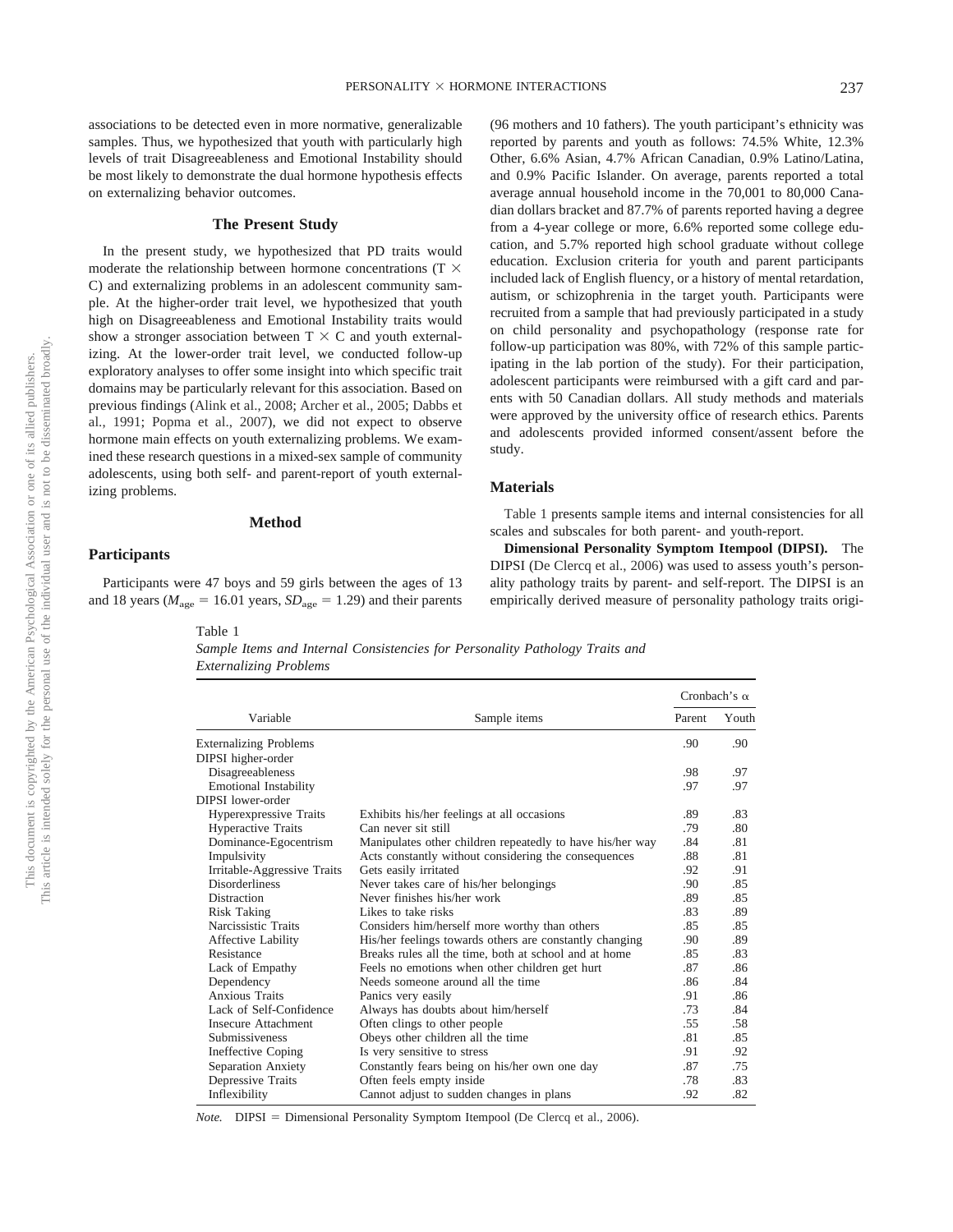associations to be detected even in more normative, generalizable samples. Thus, we hypothesized that youth with particularly high levels of trait Disagreeableness and Emotional Instability should be most likely to demonstrate the dual hormone hypothesis effects on externalizing behavior outcomes.

## The Present Study

In the present study, we hypothesized that PD traits would moderate the relationship between hormone concentrations (T × C) and externalizing problems in an adolescent community sample. At the higher-order trait level, we hypothesized that youth high on Disagreeableness and Emotional Instability traits would show a stronger association between T × C and youth externalizing. At the lower-order trait level, we conducted follow-up exploratory analyses to offer some insight into which specific trait domains may be particularly relevant for this association. Based on previous findings (Alink et al., 2008; Archer et al., 2005; Dabbs et al., 1991; Popma et al., 2007), we did not expect to observe hormone main effects on youth externalizing problems. We examined these research questions in a mixed-sex sample of community adolescents, using both self- and parent-report of youth externalizing problems.

## Method

### Participants

Participants were 47 boys and 59 girls between the ages of 13 and 18 years ($M_{age}$ = 16.01 years, $SD_{age}$ = 1.29) and their parents (96 mothers and 10 fathers). The youth participant's ethnicity was reported by parents and youth as follows: 74.5% White, 12.3% Other, 6.6% Asian, 4.7% African Canadian, 0.9% Latino/Latina, and 0.9% Pacific Islander. On average, parents reported a total average annual household income in the 70,001 to 80,000 Canadian dollars bracket and 87.7% of parents reported having a degree from a 4-year college or more, 6.6% reported some college education, and 5.7% reported high school graduate without college education. Exclusion criteria for youth and parent participants included lack of English fluency, or a history of mental retardation, autism, or schizophrenia in the target youth. Participants were recruited from a sample that had previously participated in a study on child personality and psychopathology (response rate for follow-up participation was 80%, with 72% of this sample participating in the lab portion of the study). For their participation, adolescent participants were reimbursed with a gift card and parents with 50 Canadian dollars. All study methods and materials were approved by the university office of research ethics. Parents and adolescents provided informed consent/assent before the study.

### Materials

Table 1 presents sample items and internal consistencies for all scales and subscales for both parent- and youth-report.

**Dimensional Personality Symptom Itempool (DIPSI).** The DIPSI (De Clercq et al., 2006) was used to assess youth's personality pathology traits by parent- and self-report. The DIPSI is an empirically derived measure of personality pathology traits origi-

Table 1
*Sample Items and Internal Consistencies for Personality Pathology Traits and Externalizing Problems*

| Variable | Sample items | Cronbach's α | |
|---|---|---|---|
| | | Parent | Youth |
| Externalizing Problems | | .90 | .90 |
| DIPSI higher-order | | | |
| Disagreeableness | | .98 | .97 |
| Emotional Instability | | .97 | .97 |
| DIPSI lower-order | | | |
| Hyperexpressive Traits | Exhibits his/her feelings at all occasions | .89 | .83 |
| Hyperactive Traits | Can never sit still | .79 | .80 |
| Dominance-Egocentrism | Manipulates other children repeatedly to have his/her way | .84 | .81 |
| Impulsivity | Acts constantly without considering the consequences | .88 | .81 |
| Irritable-Aggressive Traits | Gets easily irritated | .92 | .91 |
| Disorderliness | Never takes care of his/her belongings | .90 | .85 |
| Distraction | Never finishes his/her work | .89 | .85 |
| Risk Taking | Likes to take risks | .83 | .89 |
| Narcissistic Traits | Considers him/herself more worthy than others | .85 | .85 |
| Affective Lability | His/her feelings towards others are constantly changing | .90 | .89 |
| Resistance | Breaks rules all the time, both at school and at home | .85 | .83 |
| Lack of Empathy | Feels no emotions when other children get hurt | .87 | .86 |
| Dependency | Needs someone around all the time | .86 | .84 |
| Anxious Traits | Panics very easily | .91 | .86 |
| Lack of Self-Confidence | Always has doubts about him/herself | .73 | .84 |
| Insecure Attachment | Often clings to other people | .55 | .58 |
| Submissiveness | Obeys other children all the time | .81 | .85 |
| Ineffective Coping | Is very sensitive to stress | .91 | .92 |
| Separation Anxiety | Constantly fears being on his/her own one day | .87 | .75 |
| Depressive Traits | Often feels empty inside | .78 | .83 |
| Inflexibility | Cannot adjust to sudden changes in plans | .92 | .82 |

*Note.* DIPSI = Dimensional Personality Symptom Itempool (De Clercq et al., 2006).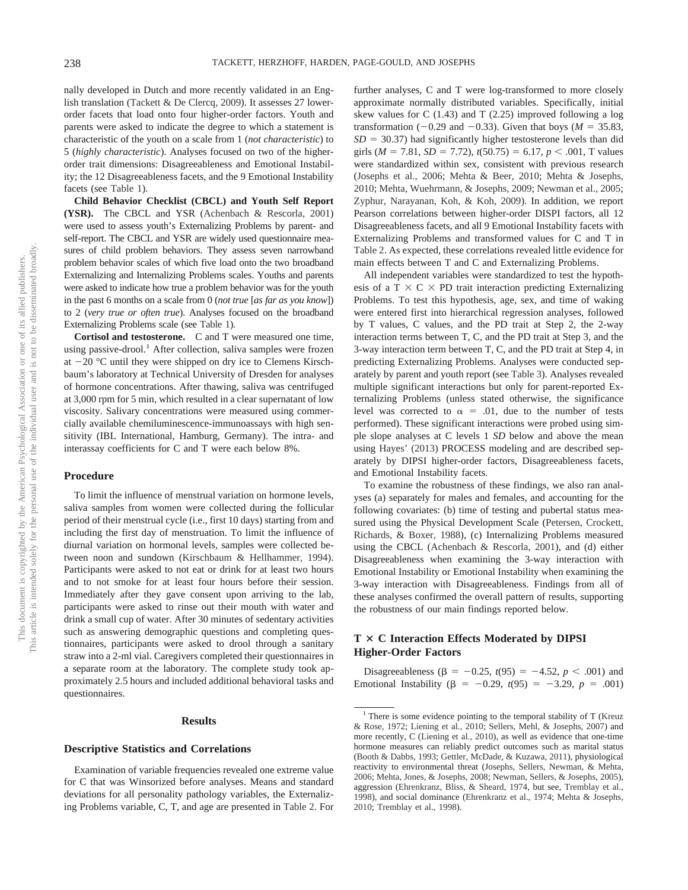nally developed in Dutch and more recently validated in an English translation (Tackett & De Clercq, 2009). It assesses 27 lower-order facets that load onto four higher-order factors. Youth and parents were asked to indicate the degree to which a statement is characteristic of the youth on a scale from 1 (*not characteristic*) to 5 (*highly characteristic*). Analyses focused on two of the higher-order trait dimensions: Disagreeableness and Emotional Instability; the 12 Disagreeableness facets, and the 9 Emotional Instability facets (see Table 1).

**Child Behavior Checklist (CBCL) and Youth Self Report (YSR).** The CBCL and YSR (Achenbach & Rescorla, 2001) were used to assess youth's Externalizing Problems by parent- and self-report. The CBCL and YSR are widely used questionnaire measures of child problem behaviors. They assess seven narrowband problem behavior scales of which five load onto the two broadband Externalizing and Internalizing Problems scales. Youths and parents were asked to indicate how true a problem behavior was for the youth in the past 6 months on a scale from 0 (*not true* [*as far as you know*]) to 2 (*very true or often true*). Analyses focused on the broadband Externalizing Problems scale (see Table 1).

**Cortisol and testosterone.** C and T were measured one time, using passive-drool.[1] After collection, saliva samples were frozen at −20 °C until they were shipped on dry ice to Clemens Kirschbaum's laboratory at Technical University of Dresden for analyses of hormone concentrations. After thawing, saliva was centrifuged at 3,000 rpm for 5 min, which resulted in a clear supernatant of low viscosity. Salivary concentrations were measured using commercially available chemiluminescence-immunoassays with high sensitivity (IBL International, Hamburg, Germany). The intra- and interassay coefficients for C and T were each below 8%.

## Procedure

To limit the influence of menstrual variation on hormone levels, saliva samples from women were collected during the follicular period of their menstrual cycle (i.e., first 10 days) starting from and including the first day of menstruation. To limit the influence of diurnal variation on hormonal levels, samples were collected between noon and sundown (Kirschbaum & Hellhammer, 1994). Participants were asked to not eat or drink for at least two hours and to not smoke for at least four hours before their session. Immediately after they gave consent upon arriving to the lab, participants were asked to rinse out their mouth with water and drink a small cup of water. After 30 minutes of sedentary activities such as answering demographic questions and completing questionnaires, participants were asked to drool through a sanitary straw into a 2-ml vial. Caregivers completed their questionnaires in a separate room at the laboratory. The complete study took approximately 2.5 hours and included additional behavioral tasks and questionnaires.

# Results

## Descriptive Statistics and Correlations

Examination of variable frequencies revealed one extreme value for C that was Winsorized before analyses. Means and standard deviations for all personality pathology variables, the Externalizing Problems variable, C, T, and age are presented in Table 2. For further analyses, C and T were log-transformed to more closely approximate normally distributed variables. Specifically, initial skew values for C (1.43) and T (2.25) improved following a log transformation (−0.29 and −0.33). Given that boys ($M = 35.83$, $SD = 30.37$) had significantly higher testosterone levels than did girls ($M = 7.81$, $SD = 7.72$), $t(50.75) = 6.17$, $p < .001$, T values were standardized within sex, consistent with previous research (Josephs et al., 2006; Mehta & Beer, 2010; Mehta & Josephs, 2010; Mehta, Wuehrmann, & Josephs, 2009; Newman et al., 2005; Zyphur, Narayanan, Koh, & Koh, 2009). In addition, we report Pearson correlations between higher-order DISPI factors, all 12 Disagreeableness facets, and all 9 Emotional Instability facets with Externalizing Problems and transformed values for C and T in Table 2. As expected, these correlations revealed little evidence for main effects between T and C and Externalizing Problems.

All independent variables were standardized to test the hypothesis of a T × C × PD trait interaction predicting Externalizing Problems. To test this hypothesis, age, sex, and time of waking were entered first into hierarchical regression analyses, followed by T values, C values, and the PD trait at Step 2, the 2-way interaction terms between T, C, and the PD trait at Step 3, and the 3-way interaction term between T, C, and the PD trait at Step 4, in predicting Externalizing Problems. Analyses were conducted separately by parent and youth report (see Table 3). Analyses revealed multiple significant interactions but only for parent-reported Externalizing Problems (unless stated otherwise, the significance level was corrected to $\alpha = .01$, due to the number of tests performed). These significant interactions were probed using simple slope analyses at C levels 1 *SD* below and above the mean using Hayes' (2013) PROCESS modeling and are described separately by DIPSI higher-order factors, Disagreeableness facets, and Emotional Instability facets.

To examine the robustness of these findings, we also ran analyses (a) separately for males and females, and accounting for the following covariates: (b) time of testing and pubertal status measured using the Physical Development Scale (Petersen, Crockett, Richards, & Boxer, 1988), (c) Internalizing Problems measured using the CBCL (Achenbach & Rescorla, 2001), and (d) either Disagreeableness when examining the 3-way interaction with Emotional Instability or Emotional Instability when examining the 3-way interaction with Disagreeableness. Findings from all of these analyses confirmed the overall pattern of results, supporting the robustness of our main findings reported below.

## T × C Interaction Effects Moderated by DIPSI Higher-Order Factors

Disagreeableness ($\beta = -0.25$, $t(95) = -4.52$, $p < .001$) and Emotional Instability ($\beta = -0.29$, $t(95) = -3.29$, $p = .001$)

[1] There is some evidence pointing to the temporal stability of T (Kreuz & Rose, 1972; Liening et al., 2010; Sellers, Mehl, & Josephs, 2007) and more recently, C (Liening et al., 2010), as well as evidence that one-time hormone measures can reliably predict outcomes such as marital status (Booth & Dabbs, 1993; Gettler, McDade, & Kuzawa, 2011), physiological reactivity to environmental threat (Josephs, Sellers, Newman, & Mehta, 2006; Mehta, Jones, & Josephs, 2008; Newman, Sellers, & Josephs, 2005), aggression (Ehrenkranz, Bliss, & Sheard, 1974, but see, Tremblay et al., 1998), and social dominance (Ehrenkranz et al., 1974; Mehta & Josephs, 2010; Tremblay et al., 1998).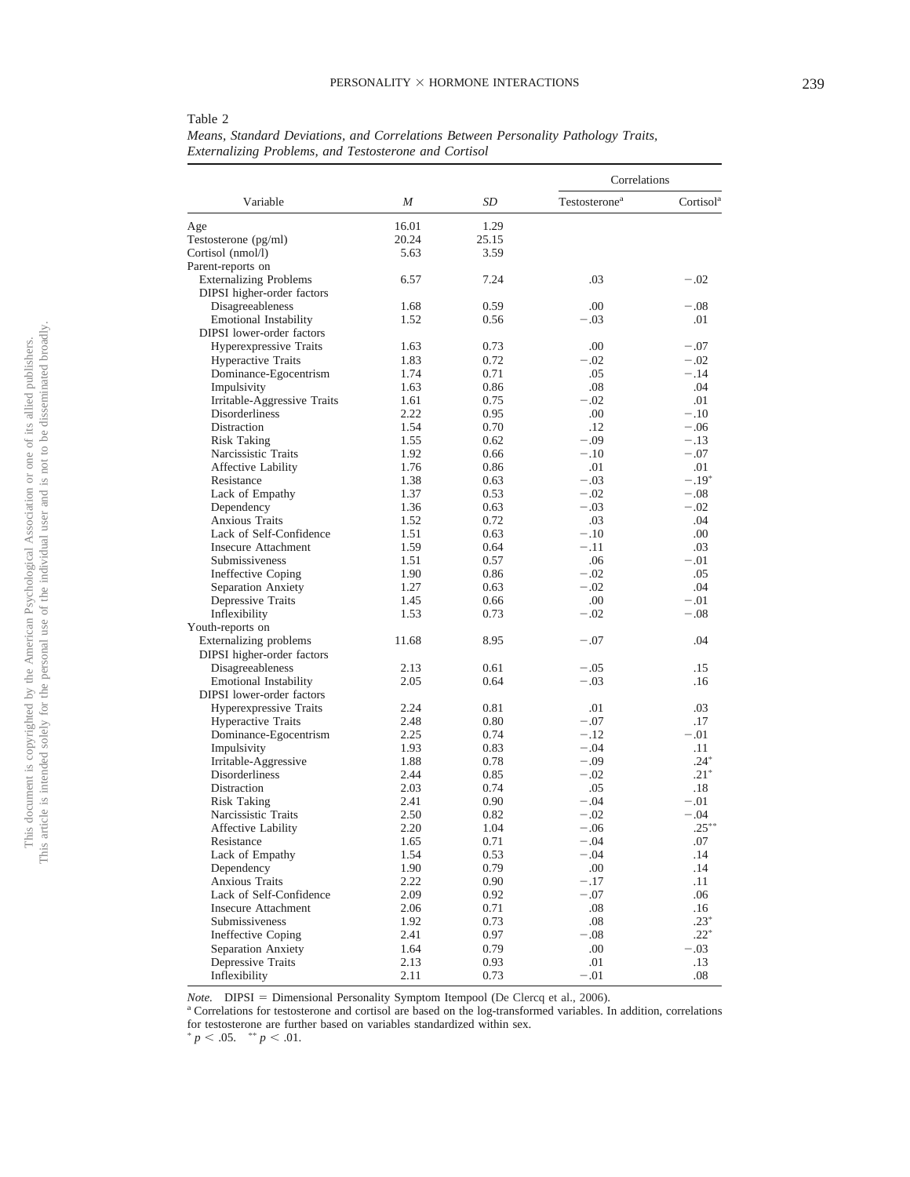Table 2

*Means, Standard Deviations, and Correlations Between Personality Pathology Traits, Externalizing Problems, and Testosterone and Cortisol*

| Variable | *M* | *SD* | Correlations | |
|---|---|---|---|---|
| | | | Testosterone[a] | Cortisol[a] |
| Age | 16.01 | 1.29 | | |
| Testosterone (pg/ml) | 20.24 | 25.15 | | |
| Cortisol (nmol/l) | 5.63 | 3.59 | | |
| Parent-reports on | | | | |
| Externalizing Problems | 6.57 | 7.24 | .03 | −.02 |
| DIPSI higher-order factors | | | | |
| Disagreeableness | 1.68 | 0.59 | .00 | −.08 |
| Emotional Instability | 1.52 | 0.56 | −.03 | .01 |
| DIPSI lower-order factors | | | | |
| Hyperexpressive Traits | 1.63 | 0.73 | .00 | −.07 |
| Hyperactive Traits | 1.83 | 0.72 | −.02 | −.02 |
| Dominance-Egocentrism | 1.74 | 0.71 | .05 | −.14 |
| Impulsivity | 1.63 | 0.86 | .08 | .04 |
| Irritable-Aggressive Traits | 1.61 | 0.75 | −.02 | .01 |
| Disorderliness | 2.22 | 0.95 | .00 | −.10 |
| Distraction | 1.54 | 0.70 | .12 | −.06 |
| Risk Taking | 1.55 | 0.62 | −.09 | −.13 |
| Narcissistic Traits | 1.92 | 0.66 | −.10 | −.07 |
| Affective Lability | 1.76 | 0.86 | .01 | .01 |
| Resistance | 1.38 | 0.63 | −.03 | −.19* |
| Lack of Empathy | 1.37 | 0.53 | −.02 | −.08 |
| Dependency | 1.36 | 0.63 | −.03 | −.02 |
| Anxious Traits | 1.52 | 0.72 | .03 | .04 |
| Lack of Self-Confidence | 1.51 | 0.63 | −.10 | .00 |
| Insecure Attachment | 1.59 | 0.64 | −.11 | .03 |
| Submissiveness | 1.51 | 0.57 | .06 | −.01 |
| Ineffective Coping | 1.90 | 0.86 | −.02 | .05 |
| Separation Anxiety | 1.27 | 0.63 | −.02 | .04 |
| Depressive Traits | 1.45 | 0.66 | .00 | −.01 |
| Inflexibility | 1.53 | 0.73 | −.02 | −.08 |
| Youth-reports on | | | | |
| Externalizing problems | 11.68 | 8.95 | −.07 | .04 |
| DIPSI higher-order factors | | | | |
| Disagreeableness | 2.13 | 0.61 | −.05 | .15 |
| Emotional Instability | 2.05 | 0.64 | −.03 | .16 |
| DIPSI lower-order factors | | | | |
| Hyperexpressive Traits | 2.24 | 0.81 | .01 | .03 |
| Hyperactive Traits | 2.48 | 0.80 | −.07 | .17 |
| Dominance-Egocentrism | 2.25 | 0.74 | −.12 | −.01 |
| Impulsivity | 1.93 | 0.83 | −.04 | .11 |
| Irritable-Aggressive | 1.88 | 0.78 | −.09 | .24* |
| Disorderliness | 2.44 | 0.85 | −.02 | .21* |
| Distraction | 2.03 | 0.74 | .05 | .18 |
| Risk Taking | 2.41 | 0.90 | −.04 | −.01 |
| Narcissistic Traits | 2.50 | 0.82 | −.02 | −.04 |
| Affective Lability | 2.20 | 1.04 | −.06 | .25** |
| Resistance | 1.65 | 0.71 | −.04 | .07 |
| Lack of Empathy | 1.54 | 0.53 | −.04 | .14 |
| Dependency | 1.90 | 0.79 | .00 | .14 |
| Anxious Traits | 2.22 | 0.90 | −.17 | .11 |
| Lack of Self-Confidence | 2.09 | 0.92 | −.07 | .06 |
| Insecure Attachment | 2.06 | 0.71 | .08 | .16 |
| Submissiveness | 1.92 | 0.73 | .08 | .23* |
| Ineffective Coping | 2.41 | 0.97 | −.08 | .22* |
| Separation Anxiety | 1.64 | 0.79 | .00 | −.03 |
| Depressive Traits | 2.13 | 0.93 | .01 | .13 |
| Inflexibility | 2.11 | 0.73 | −.01 | .08 |

*Note.* DIPSI = Dimensional Personality Symptom Itempool (De Clercq et al., 2006).
[a] Correlations for testosterone and cortisol are based on the log-transformed variables. In addition, correlations for testosterone are further based on variables standardized within sex.
* $p < .05$. ** $p < .01$.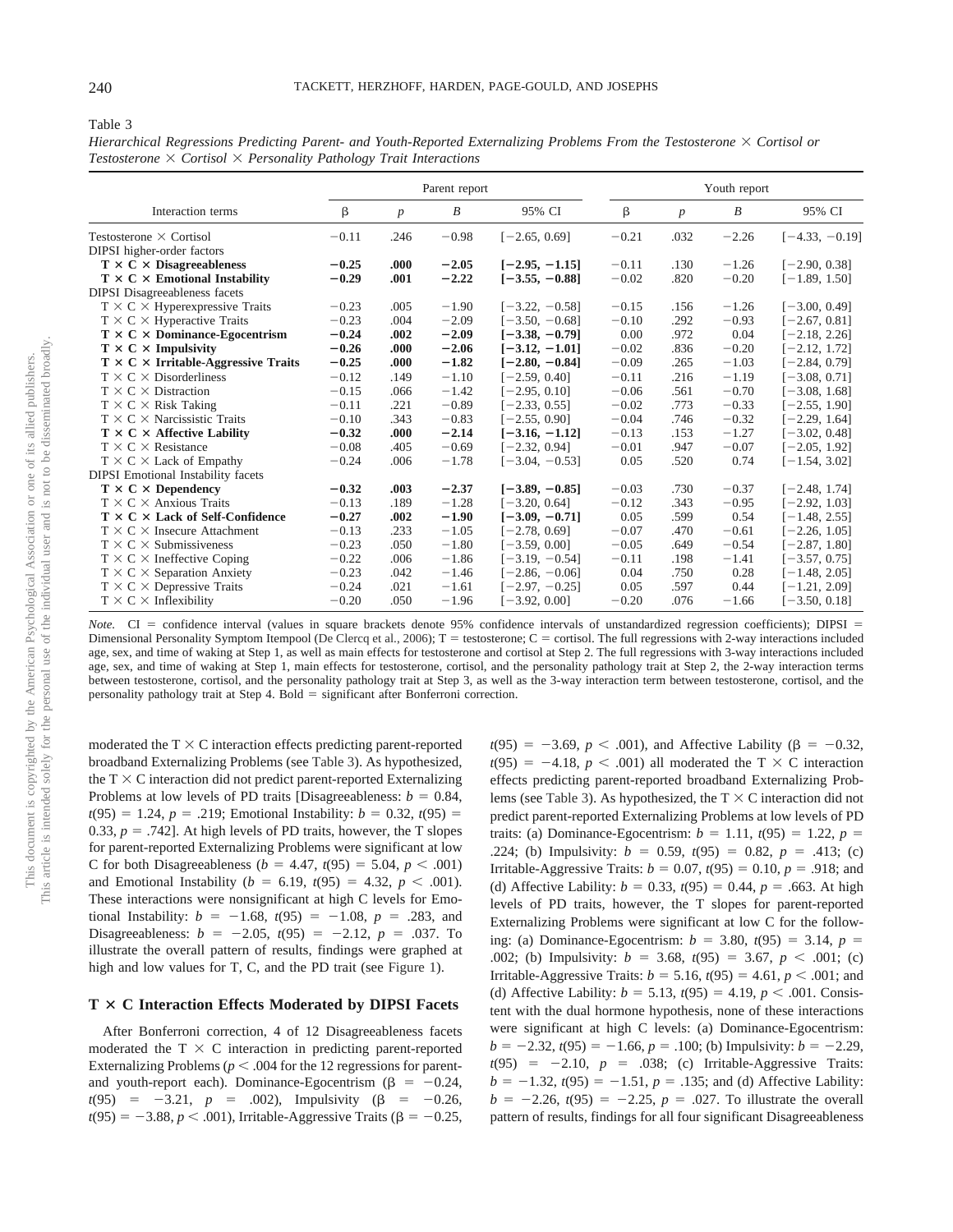Table 3

*Hierarchical Regressions Predicting Parent- and Youth-Reported Externalizing Problems From the Testosterone × Cortisol or Testosterone × Cortisol × Personality Pathology Trait Interactions*

| Interaction terms | Parent report | | | | Youth report | | | |
|---|---|---|---|---|---|---|---|---|
| | β | *p* | *B* | 95% CI | β | *p* | *B* | 95% CI |
| Testosterone × Cortisol | −0.11 | .246 | −0.98 | [−2.65, 0.69] | −0.21 | .032 | −2.26 | [−4.33, −0.19] |
| DIPSI higher-order factors | | | | | | | | |
| **T × C × Disagreeableness** | **−0.25** | **.000** | **−2.05** | **[−2.95, −1.15]** | −0.11 | .130 | −1.26 | [−2.90, 0.38] |
| **T × C × Emotional Instability** | **−0.29** | **.001** | **−2.22** | **[−3.55, −0.88]** | −0.02 | .820 | −0.20 | [−1.89, 1.50] |
| DIPSI Disagreeableness facets | | | | | | | | |
| T × C × Hyperexpressive Traits | −0.23 | .005 | −1.90 | [−3.22, −0.58] | −0.15 | .156 | −1.26 | [−3.00, 0.49] |
| T × C × Hyperactive Traits | −0.23 | .004 | −2.09 | [−3.50, −0.68] | −0.10 | .292 | −0.93 | [−2.67, 0.81] |
| **T × C × Dominance-Egocentrism** | **−0.24** | **.002** | **−2.09** | **[−3.38, −0.79]** | 0.00 | .972 | 0.04 | [−2.18, 2.26] |
| **T × C × Impulsivity** | **−0.26** | **.000** | **−2.06** | **[−3.12, −1.01]** | −0.02 | .836 | −0.20 | [−2.12, 1.72] |
| **T × C × Irritable-Aggressive Traits** | **−0.25** | **.000** | **−1.82** | **[−2.80, −0.84]** | −0.09 | .265 | −1.03 | [−2.84, 0.79] |
| T × C × Disorderliness | −0.12 | .149 | −1.10 | [−2.59, 0.40] | −0.11 | .216 | −1.19 | [−3.08, 0.71] |
| T × C × Distraction | −0.15 | .066 | −1.42 | [−2.95, 0.10] | −0.06 | .561 | −0.70 | [−3.08, 1.68] |
| T × C × Risk Taking | −0.11 | .221 | −0.89 | [−2.33, 0.55] | −0.02 | .773 | −0.33 | [−2.55, 1.90] |
| T × C × Narcissistic Traits | −0.10 | .343 | −0.83 | [−2.55, 0.90] | −0.04 | .746 | −0.32 | [−2.29, 1.64] |
| **T × C × Affective Lability** | **−0.32** | **.000** | **−2.14** | **[−3.16, −1.12]** | −0.13 | .153 | −1.27 | [−3.02, 0.48] |
| T × C × Resistance | −0.08 | .405 | −0.69 | [−2.32, 0.94] | −0.01 | .947 | −0.07 | [−2.05, 1.92] |
| T × C × Lack of Empathy | −0.24 | .006 | −1.78 | [−3.04, −0.53] | 0.05 | .520 | 0.74 | [−1.54, 3.02] |
| DIPSI Emotional Instability facets | | | | | | | | |
| **T × C × Dependency** | **−0.32** | **.003** | **−2.37** | **[−3.89, −0.85]** | −0.03 | .730 | −0.37 | [−2.48, 1.74] |
| T × C × Anxious Traits | −0.13 | .189 | −1.28 | [−3.20, 0.64] | −0.12 | .343 | −0.95 | [−2.92, 1.03] |
| **T × C × Lack of Self-Confidence** | **−0.27** | **.002** | **−1.90** | **[−3.09, −0.71]** | 0.05 | .599 | 0.54 | [−1.48, 2.55] |
| T × C × Insecure Attachment | −0.13 | .233 | −1.05 | [−2.78, 0.69] | −0.07 | .470 | −0.61 | [−2.26, 1.05] |
| T × C × Submissiveness | −0.23 | .050 | −1.80 | [−3.59, 0.00] | −0.05 | .649 | −0.54 | [−2.87, 1.80] |
| T × C × Ineffective Coping | −0.22 | .006 | −1.86 | [−3.19, −0.54] | −0.11 | .198 | −1.41 | [−3.57, 0.75] |
| T × C × Separation Anxiety | −0.23 | .042 | −1.46 | [−2.86, −0.06] | 0.04 | .750 | 0.28 | [−1.48, 2.05] |
| T × C × Depressive Traits | −0.24 | .021 | −1.61 | [−2.97, −0.25] | 0.05 | .597 | 0.44 | [−1.21, 2.09] |
| T × C × Inflexibility | −0.20 | .050 | −1.96 | [−3.92, 0.00] | −0.20 | .076 | −1.66 | [−3.50, 0.18] |

*Note.* CI = confidence interval (values in square brackets denote 95% confidence intervals of unstandardized regression coefficients); DIPSI = Dimensional Personality Symptom Itempool (De Clercq et al., 2006); T = testosterone; C = cortisol. The full regressions with 2-way interactions included age, sex, and time of waking at Step 1, as well as main effects for testosterone and cortisol at Step 2. The full regressions with 3-way interactions included age, sex, and time of waking at Step 1, main effects for testosterone, cortisol, and the personality pathology trait at Step 2, the 2-way interaction terms between testosterone, cortisol, and the personality pathology trait at Step 3, as well as the 3-way interaction term between testosterone, cortisol, and the personality pathology trait at Step 4. Bold = significant after Bonferroni correction.

moderated the T × C interaction effects predicting parent-reported broadband Externalizing Problems (see Table 3). As hypothesized, the T × C interaction did not predict parent-reported Externalizing Problems at low levels of PD traits [Disagreeableness: $b = 0.84$, $t(95) = 1.24$, $p = .219$; Emotional Instability: $b = 0.32$, $t(95) = 0.33$, $p = .742$]. At high levels of PD traits, however, the T slopes for parent-reported Externalizing Problems were significant at low C for both Disagreeableness ($b = 4.47$, $t(95) = 5.04$, $p < .001$) and Emotional Instability ($b = 6.19$, $t(95) = 4.32$, $p < .001$). These interactions were nonsignificant at high C levels for Emotional Instability: $b = -1.68$, $t(95) = -1.08$, $p = .283$, and Disagreeableness: $b = -2.05$, $t(95) = -2.12$, $p = .037$. To illustrate the overall pattern of results, findings were graphed at high and low values for T, C, and the PD trait (see Figure 1).

## T × C Interaction Effects Moderated by DIPSI Facets

After Bonferroni correction, 4 of 12 Disagreeableness facets moderated the T × C interaction in predicting parent-reported Externalizing Problems ($p < .004$ for the 12 regressions for parent- and youth-report each). Dominance-Egocentrism ($\beta = -0.24$, $t(95) = -3.21$, $p = .002$), Impulsivity ($\beta = -0.26$, $t(95) = -3.88$, $p < .001$), Irritable-Aggressive Traits ($\beta = -0.25$, $t(95) = -3.69$, $p < .001$), and Affective Lability ($\beta = -0.32$, $t(95) = -4.18$, $p < .001$) all moderated the T × C interaction effects predicting parent-reported broadband Externalizing Problems (see Table 3). As hypothesized, the T × C interaction did not predict parent-reported Externalizing Problems at low levels of PD traits: (a) Dominance-Egocentrism: $b = 1.11$, $t(95) = 1.22$, $p = .224$; (b) Impulsivity: $b = 0.59$, $t(95) = 0.82$, $p = .413$; (c) Irritable-Aggressive Traits: $b = 0.07$, $t(95) = 0.10$, $p = .918$; and (d) Affective Lability: $b = 0.33$, $t(95) = 0.44$, $p = .663$. At high levels of PD traits, however, the T slopes for parent-reported Externalizing Problems were significant at low C for the following: (a) Dominance-Egocentrism: $b = 3.80$, $t(95) = 3.14$, $p = .002$; (b) Impulsivity: $b = 3.68$, $t(95) = 3.67$, $p < .001$; (c) Irritable-Aggressive Traits: $b = 5.16$, $t(95) = 4.61$, $p < .001$; and (d) Affective Lability: $b = 5.13$, $t(95) = 4.19$, $p < .001$. Consistent with the dual hormone hypothesis, none of these interactions were significant at high C levels: (a) Dominance-Egocentrism: $b = -2.32$, $t(95) = -1.66$, $p = .100$; (b) Impulsivity: $b = -2.29$, $t(95) = -2.10$, $p = .038$; (c) Irritable-Aggressive Traits: $b = -1.32$, $t(95) = -1.51$, $p = .135$; and (d) Affective Lability: $b = -2.26$, $t(95) = -2.25$, $p = .027$. To illustrate the overall pattern of results, findings for all four significant Disagreeableness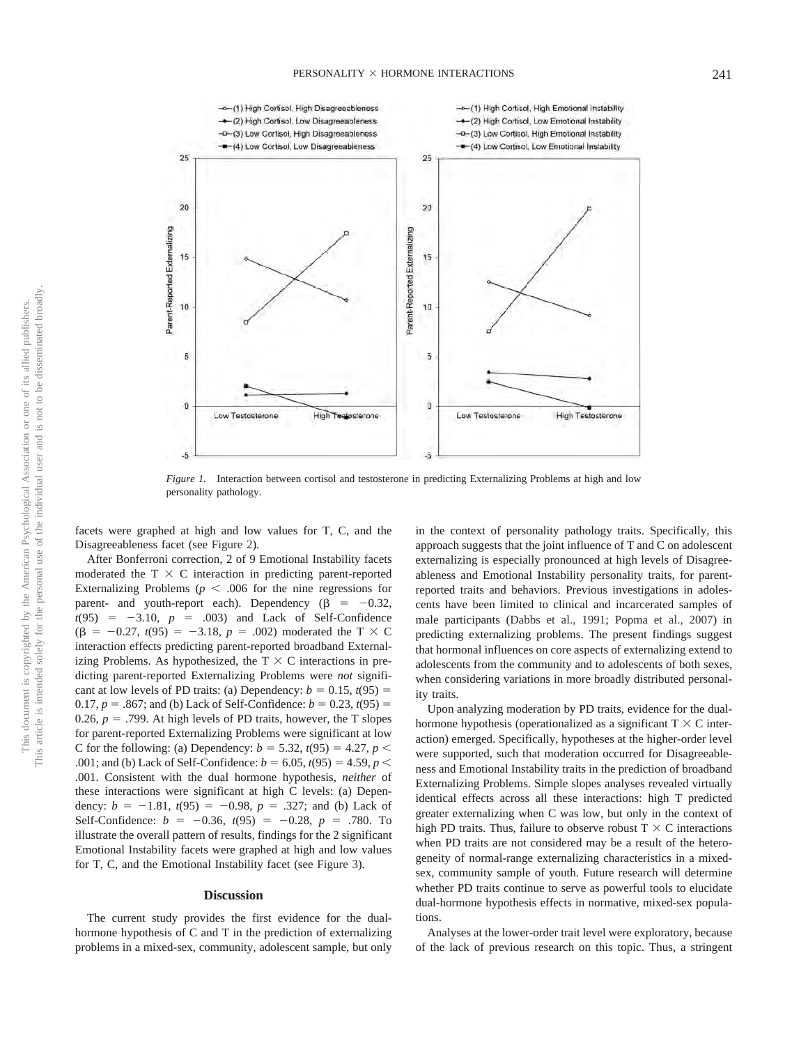*Figure 1.* Interaction between cortisol and testosterone in predicting Externalizing Problems at high and low personality pathology.

facets were graphed at high and low values for T, C, and the Disagreeableness facet (see Figure 2).

After Bonferroni correction, 2 of 9 Emotional Instability facets moderated the T × C interaction in predicting parent-reported Externalizing Problems ($p < .006$ for the nine regressions for parent- and youth-report each). Dependency ($\beta = -0.32$, $t(95) = -3.10$, $p = .003$) and Lack of Self-Confidence ($\beta = -0.27$, $t(95) = -3.18$, $p = .002$) moderated the T × C interaction effects predicting parent-reported broadband Externalizing Problems. As hypothesized, the T × C interactions in predicting parent-reported Externalizing Problems were *not* significant at low levels of PD traits: (a) Dependency: $b = 0.15$, $t(95) = 0.17$, $p = .867$; and (b) Lack of Self-Confidence: $b = 0.23$, $t(95) = 0.26$, $p = .799$. At high levels of PD traits, however, the T slopes for parent-reported Externalizing Problems were significant at low C for the following: (a) Dependency: $b = 5.32$, $t(95) = 4.27$, $p < .001$; and (b) Lack of Self-Confidence: $b = 6.05$, $t(95) = 4.59$, $p < .001$. Consistent with the dual hormone hypothesis, *neither* of these interactions were significant at high C levels: (a) Dependency: $b = -1.81$, $t(95) = -0.98$, $p = .327$; and (b) Lack of Self-Confidence: $b = -0.36$, $t(95) = -0.28$, $p = .780$. To illustrate the overall pattern of results, findings for the 2 significant Emotional Instability facets were graphed at high and low values for T, C, and the Emotional Instability facet (see Figure 3).

## Discussion

The current study provides the first evidence for the dual-hormone hypothesis of C and T in the prediction of externalizing problems in a mixed-sex, community, adolescent sample, but only in the context of personality pathology traits. Specifically, this approach suggests that the joint influence of T and C on adolescent externalizing is especially pronounced at high levels of Disagreeableness and Emotional Instability personality traits, for parent-reported traits and behaviors. Previous investigations in adolescents have been limited to clinical and incarcerated samples of male participants (Dabbs et al., 1991; Popma et al., 2007) in predicting externalizing problems. The present findings suggest that hormonal influences on core aspects of externalizing extend to adolescents from the community and to adolescents of both sexes, when considering variations in more broadly distributed personality traits.

Upon analyzing moderation by PD traits, evidence for the dual-hormone hypothesis (operationalized as a significant T × C interaction) emerged. Specifically, hypotheses at the higher-order level were supported, such that moderation occurred for Disagreeableness and Emotional Instability traits in the prediction of broadband Externalizing Problems. Simple slopes analyses revealed virtually identical effects across all these interactions: high T predicted greater externalizing when C was low, but only in the context of high PD traits. Thus, failure to observe robust T × C interactions when PD traits are not considered may be a result of the heterogeneity of normal-range externalizing characteristics in a mixed-sex, community sample of youth. Future research will determine whether PD traits continue to serve as powerful tools to elucidate dual-hormone hypothesis effects in normative, mixed-sex populations.

Analyses at the lower-order trait level were exploratory, because of the lack of previous research on this topic. Thus, a stringent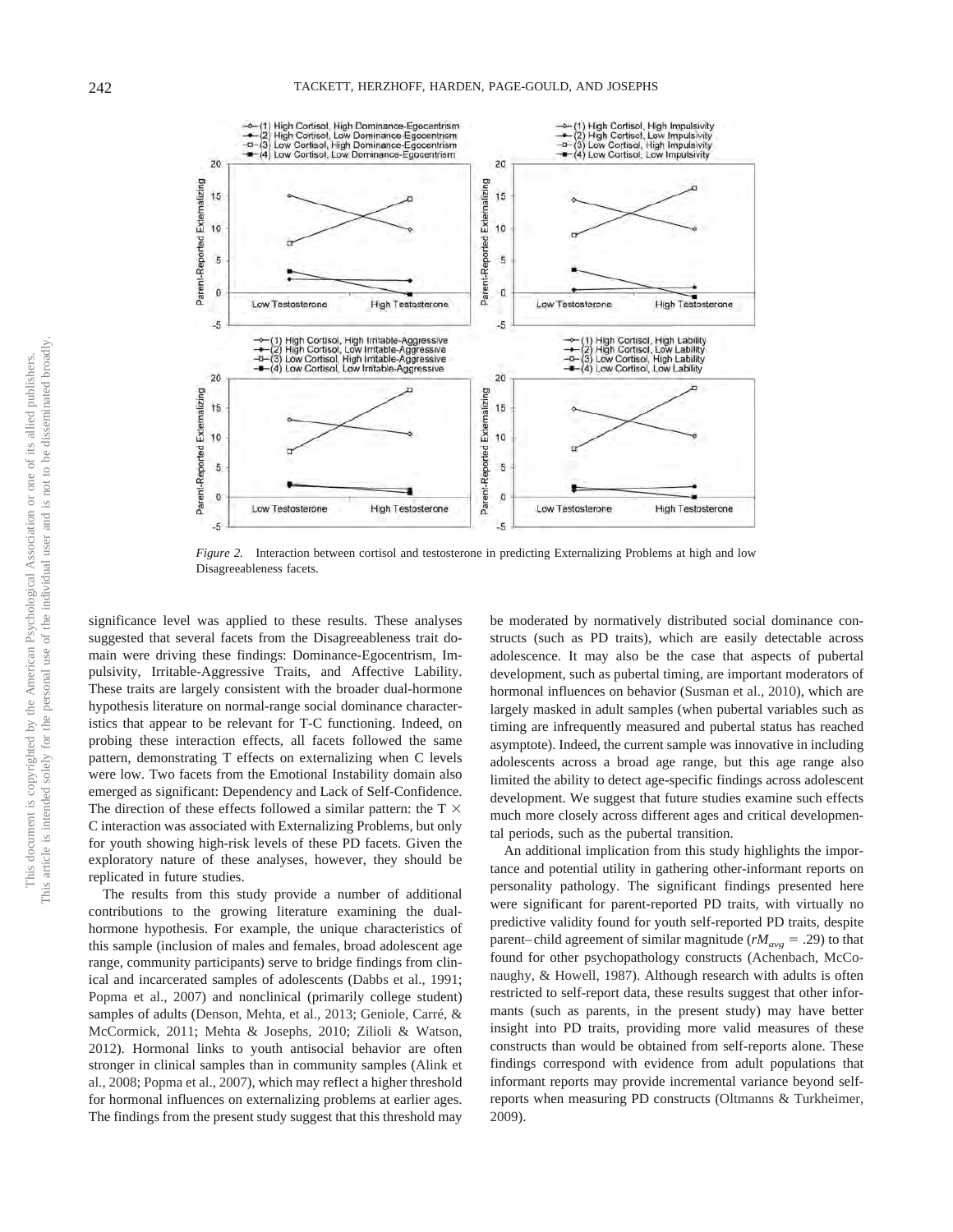*Figure 2.* Interaction between cortisol and testosterone in predicting Externalizing Problems at high and low Disagreeableness facets.

significance level was applied to these results. These analyses suggested that several facets from the Disagreeableness trait domain were driving these findings: Dominance-Egocentrism, Impulsivity, Irritable-Aggressive Traits, and Affective Lability. These traits are largely consistent with the broader dual-hormone hypothesis literature on normal-range social dominance characteristics that appear to be relevant for T-C functioning. Indeed, on probing these interaction effects, all facets followed the same pattern, demonstrating T effects on externalizing when C levels were low. Two facets from the Emotional Instability domain also emerged as significant: Dependency and Lack of Self-Confidence. The direction of these effects followed a similar pattern: the T $\times$ C interaction was associated with Externalizing Problems, but only for youth showing high-risk levels of these PD facets. Given the exploratory nature of these analyses, however, they should be replicated in future studies.

The results from this study provide a number of additional contributions to the growing literature examining the dual-hormone hypothesis. For example, the unique characteristics of this sample (inclusion of males and females, broad adolescent age range, community participants) serve to bridge findings from clinical and incarcerated samples of adolescents (Dabbs et al., 1991; Popma et al., 2007) and nonclinical (primarily college student) samples of adults (Denson, Mehta, et al., 2013; Geniole, Carré, & McCormick, 2011; Mehta & Josephs, 2010; Zilioli & Watson, 2012). Hormonal links to youth antisocial behavior are often stronger in clinical samples than in community samples (Alink et al., 2008; Popma et al., 2007), which may reflect a higher threshold for hormonal influences on externalizing problems at earlier ages. The findings from the present study suggest that this threshold may be moderated by normatively distributed social dominance constructs (such as PD traits), which are easily detectable across adolescence. It may also be the case that aspects of pubertal development, such as pubertal timing, are important moderators of hormonal influences on behavior (Susman et al., 2010), which are largely masked in adult samples (when pubertal variables such as timing are infrequently measured and pubertal status has reached asymptote). Indeed, the current sample was innovative in including adolescents across a broad age range, but this age range also limited the ability to detect age-specific findings across adolescent development. We suggest that future studies examine such effects much more closely across different ages and critical developmental periods, such as the pubertal transition.

An additional implication from this study highlights the importance and potential utility in gathering other-informant reports on personality pathology. The significant findings presented here were significant for parent-reported PD traits, with virtually no predictive validity found for youth self-reported PD traits, despite parent–child agreement of similar magnitude ($rM_{avg} = .29$) to that found for other psychopathology constructs (Achenbach, McConaughy, & Howell, 1987). Although research with adults is often restricted to self-report data, these results suggest that other informants (such as parents, in the present study) may have better insight into PD traits, providing more valid measures of these constructs than would be obtained from self-reports alone. These findings correspond with evidence from adult populations that informant reports may provide incremental variance beyond self-reports when measuring PD constructs (Oltmanns & Turkheimer, 2009).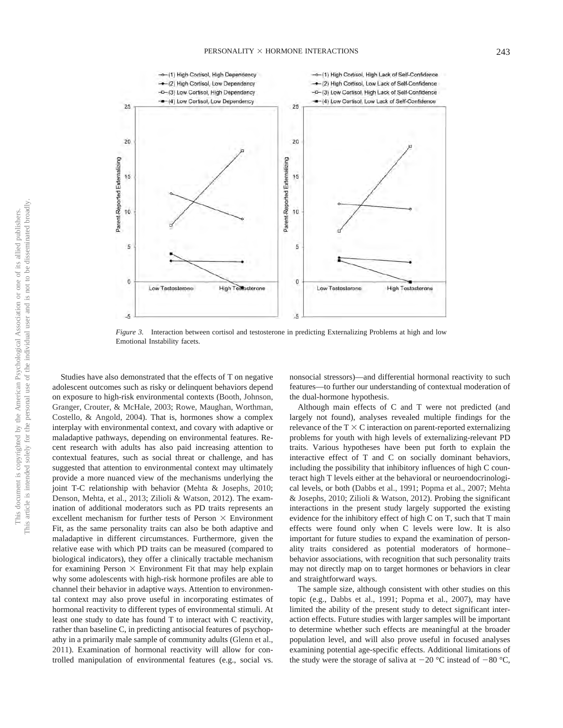—o— (1) High Cortisol, High Dependency
—♦— (2) High Cortisol, Low Dependency
—□— (3) Low Cortisol, High Dependency
—■— (4) Low Cortisol, Low Dependency

Parent-Reported Externalizing

25
20
15
10
5
0
-5

Low Testosterone
High Testosterone

—o— (1) High Cortisol, High Lack of Self-Confidence
—♦— (2) High Cortisol, Low Lack of Self-Confidence
—□— (3) Low Cortisol, High Lack of Self-Confidence
—■— (4) Low Cortisol, Low Lack of Self-Confidence

Parent-Reported Externalizing

25
20
15
10
5
0
-5

Low Testosterone
High Testosterone

*Figure 3.* Interaction between cortisol and testosterone in predicting Externalizing Problems at high and low Emotional Instability facets.

Studies have also demonstrated that the effects of T on negative adolescent outcomes such as risky or delinquent behaviors depend on exposure to high-risk environmental contexts (Booth, Johnson, Granger, Crouter, & McHale, 2003; Rowe, Maughan, Worthman, Costello, & Angold, 2004). That is, hormones show a complex interplay with environmental context, and covary with adaptive or maladaptive pathways, depending on environmental features. Recent research with adults has also paid increasing attention to contextual features, such as social threat or challenge, and has suggested that attention to environmental context may ultimately provide a more nuanced view of the mechanisms underlying the joint T-C relationship with behavior (Mehta & Josephs, 2010; Denson, Mehta, et al., 2013; Zilioli & Watson, 2012). The examination of additional moderators such as PD traits represents an excellent mechanism for further tests of Person × Environment Fit, as the same personality traits can also be both adaptive and maladaptive in different circumstances. Furthermore, given the relative ease with which PD traits can be measured (compared to biological indicators), they offer a clinically tractable mechanism for examining Person × Environment Fit that may help explain why some adolescents with high-risk hormone profiles are able to channel their behavior in adaptive ways. Attention to environmental context may also prove useful in incorporating estimates of hormonal reactivity to different types of environmental stimuli. At least one study to date has found T to interact with C reactivity, rather than baseline C, in predicting antisocial features of psychopathy in a primarily male sample of community adults (Glenn et al., 2011). Examination of hormonal reactivity will allow for controlled manipulation of environmental features (e.g., social vs. nonsocial stressors)—and differential hormonal reactivity to such features—to further our understanding of contextual moderation of the dual-hormone hypothesis.

Although main effects of C and T were not predicted (and largely not found), analyses revealed multiple findings for the relevance of the T × C interaction on parent-reported externalizing problems for youth with high levels of externalizing-relevant PD traits. Various hypotheses have been put forth to explain the interactive effect of T and C on socially dominant behaviors, including the possibility that inhibitory influences of high C counteract high T levels either at the behavioral or neuroendocrinological levels, or both (Dabbs et al., 1991; Popma et al., 2007; Mehta & Josephs, 2010; Zilioli & Watson, 2012). Probing the significant interactions in the present study largely supported the existing evidence for the inhibitory effect of high C on T, such that T main effects were found only when C levels were low. It is also important for future studies to expand the examination of personality traits considered as potential moderators of hormone–behavior associations, with recognition that such personality traits may not directly map on to target hormones or behaviors in clear and straightforward ways.

The sample size, although consistent with other studies on this topic (e.g., Dabbs et al., 1991; Popma et al., 2007), may have limited the ability of the present study to detect significant interaction effects. Future studies with larger samples will be important to determine whether such effects are meaningful at the broader population level, and will also prove useful in focused analyses examining potential age-specific effects. Additional limitations of the study were the storage of saliva at −20 °C instead of −80 °C,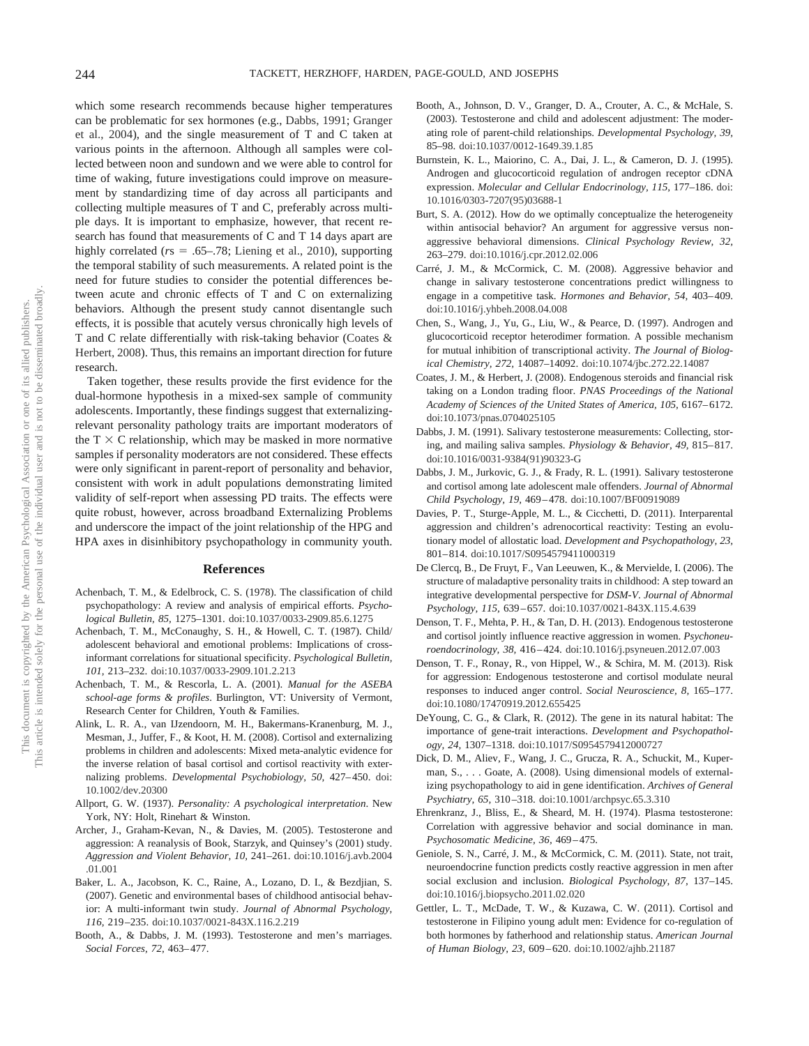which some research recommends because higher temperatures can be problematic for sex hormones (e.g., Dabbs, 1991; Granger et al., 2004), and the single measurement of T and C taken at various points in the afternoon. Although all samples were collected between noon and sundown and we were able to control for time of waking, future investigations could improve on measurement by standardizing time of day across all participants and collecting multiple measures of T and C, preferably across multiple days. It is important to emphasize, however, that recent research has found that measurements of C and T 14 days apart are highly correlated ($r$s = .65–.78; Liening et al., 2010), supporting the temporal stability of such measurements. A related point is the need for future studies to consider the potential differences between acute and chronic effects of T and C on externalizing behaviors. Although the present study cannot disentangle such effects, it is possible that acutely versus chronically high levels of T and C relate differentially with risk-taking behavior (Coates & Herbert, 2008). Thus, this remains an important direction for future research.

Taken together, these results provide the first evidence for the dual-hormone hypothesis in a mixed-sex sample of community adolescents. Importantly, these findings suggest that externalizing-relevant personality pathology traits are important moderators of the T $\times$ C relationship, which may be masked in more normative samples if personality moderators are not considered. These effects were only significant in parent-report of personality and behavior, consistent with work in adult populations demonstrating limited validity of self-report when assessing PD traits. The effects were quite robust, however, across broadband Externalizing Problems and underscore the impact of the joint relationship of the HPG and HPA axes in disinhibitory psychopathology in community youth.

## References

Achenbach, T. M., & Edelbrock, C. S. (1978). The classification of child psychopathology: A review and analysis of empirical efforts. *Psychological Bulletin, 85,* 1275–1301. doi:10.1037/0033-2909.85.6.1275

Achenbach, T. M., McConaughy, S. H., & Howell, C. T. (1987). Child/adolescent behavioral and emotional problems: Implications of cross-informant correlations for situational specificity. *Psychological Bulletin, 101,* 213–232. doi:10.1037/0033-2909.101.2.213

Achenbach, T. M., & Rescorla, L. A. (2001). *Manual for the ASEBA school-age forms & profiles*. Burlington, VT: University of Vermont, Research Center for Children, Youth & Families.

Alink, L. R. A., van IJzendoorn, M. H., Bakermans-Kranenburg, M. J., Mesman, J., Juffer, F., & Koot, H. M. (2008). Cortisol and externalizing problems in children and adolescents: Mixed meta-analytic evidence for the inverse relation of basal cortisol and cortisol reactivity with externalizing problems. *Developmental Psychobiology, 50,* 427–450. doi:10.1002/dev.20300

Allport, G. W. (1937). *Personality: A psychological interpretation*. New York, NY: Holt, Rinehart & Winston.

Archer, J., Graham-Kevan, N., & Davies, M. (2005). Testosterone and aggression: A reanalysis of Book, Starzyk, and Quinsey's (2001) study. *Aggression and Violent Behavior, 10,* 241–261. doi:10.1016/j.avb.2004.01.001

Baker, L. A., Jacobson, K. C., Raine, A., Lozano, D. I., & Bezdjian, S. (2007). Genetic and environmental bases of childhood antisocial behavior: A multi-informant twin study. *Journal of Abnormal Psychology, 116,* 219–235. doi:10.1037/0021-843X.116.2.219

Booth, A., & Dabbs, J. M. (1993). Testosterone and men's marriages. *Social Forces, 72,* 463–477.

Booth, A., Johnson, D. V., Granger, D. A., Crouter, A. C., & McHale, S. (2003). Testosterone and child and adolescent adjustment: The moderating role of parent-child relationships. *Developmental Psychology, 39,* 85–98. doi:10.1037/0012-1649.39.1.85

Burnstein, K. L., Maiorino, C. A., Dai, J. L., & Cameron, D. J. (1995). Androgen and glucocorticoid regulation of androgen receptor cDNA expression. *Molecular and Cellular Endocrinology, 115,* 177–186. doi:10.1016/0303-7207(95)03688-1

Burt, S. A. (2012). How do we optimally conceptualize the heterogeneity within antisocial behavior? An argument for aggressive versus non-aggressive behavioral dimensions. *Clinical Psychology Review, 32,* 263–279. doi:10.1016/j.cpr.2012.02.006

Carré, J. M., & McCormick, C. M. (2008). Aggressive behavior and change in salivary testosterone concentrations predict willingness to engage in a competitive task. *Hormones and Behavior, 54,* 403–409. doi:10.1016/j.yhbeh.2008.04.008

Chen, S., Wang, J., Yu, G., Liu, W., & Pearce, D. (1997). Androgen and glucocorticoid receptor heterodimer formation. A possible mechanism for mutual inhibition of transcriptional activity. *The Journal of Biological Chemistry, 272,* 14087–14092. doi:10.1074/jbc.272.22.14087

Coates, J. M., & Herbert, J. (2008). Endogenous steroids and financial risk taking on a London trading floor. *PNAS Proceedings of the National Academy of Sciences of the United States of America, 105,* 6167–6172. doi:10.1073/pnas.0704025105

Dabbs, J. M. (1991). Salivary testosterone measurements: Collecting, storing, and mailing saliva samples. *Physiology & Behavior, 49,* 815–817. doi:10.1016/0031-9384(91)90323-G

Dabbs, J. M., Jurkovic, G. J., & Frady, R. L. (1991). Salivary testosterone and cortisol among late adolescent male offenders. *Journal of Abnormal Child Psychology, 19,* 469–478. doi:10.1007/BF00919089

Davies, P. T., Sturge-Apple, M. L., & Cicchetti, D. (2011). Interparental aggression and children's adrenocortical reactivity: Testing an evolutionary model of allostatic load. *Development and Psychopathology, 23,* 801–814. doi:10.1017/S0954579411000319

De Clercq, B., De Fruyt, F., Van Leeuwen, K., & Mervielde, I. (2006). The structure of maladaptive personality traits in childhood: A step toward an integrative developmental perspective for *DSM-V*. *Journal of Abnormal Psychology, 115,* 639–657. doi:10.1037/0021-843X.115.4.639

Denson, T. F., Mehta, P. H., & Tan, D. H. (2013). Endogenous testosterone and cortisol jointly influence reactive aggression in women. *Psychoneuroendocrinology, 38,* 416–424. doi:10.1016/j.psyneuen.2012.07.003

Denson, T. F., Ronay, R., von Hippel, W., & Schira, M. M. (2013). Risk for aggression: Endogenous testosterone and cortisol modulate neural responses to induced anger control. *Social Neuroscience, 8,* 165–177. doi:10.1080/17470919.2012.655425

DeYoung, C. G., & Clark, R. (2012). The gene in its natural habitat: The importance of gene-trait interactions. *Development and Psychopathology, 24,* 1307–1318. doi:10.1017/S0954579412000727

Dick, D. M., Aliev, F., Wang, J. C., Grucza, R. A., Schuckit, M., Kuperman, S., . . . Goate, A. (2008). Using dimensional models of externalizing psychopathology to aid in gene identification. *Archives of General Psychiatry, 65,* 310–318. doi:10.1001/archpsyc.65.3.310

Ehrenkranz, J., Bliss, E., & Sheard, M. H. (1974). Plasma testosterone: Correlation with aggressive behavior and social dominance in man. *Psychosomatic Medicine, 36,* 469–475.

Geniole, S. N., Carré, J. M., & McCormick, C. M. (2011). State, not trait, neuroendocrine function predicts costly reactive aggression in men after social exclusion and inclusion. *Biological Psychology, 87,* 137–145. doi:10.1016/j.biopsycho.2011.02.020

Gettler, L. T., McDade, T. W., & Kuzawa, C. W. (2011). Cortisol and testosterone in Filipino young adult men: Evidence for co-regulation of both hormones by fatherhood and relationship status. *American Journal of Human Biology, 23,* 609–620. doi:10.1002/ajhb.21187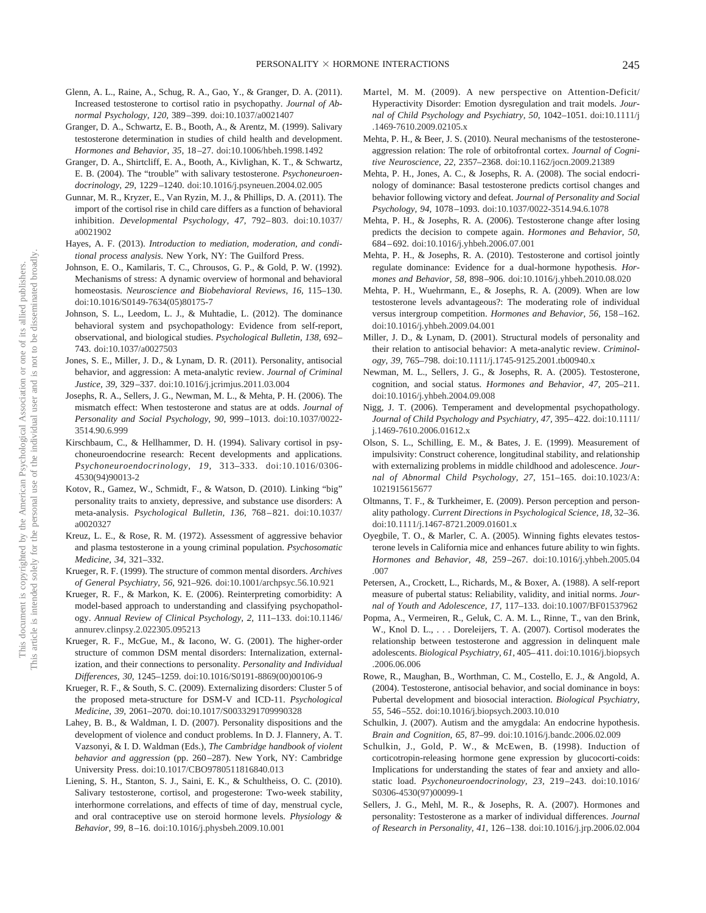Glenn, A. L., Raine, A., Schug, R. A., Gao, Y., & Granger, D. A. (2011). Increased testosterone to cortisol ratio in psychopathy. *Journal of Abnormal Psychology, 120,* 389–399. doi:10.1037/a0021407

Granger, D. A., Schwartz, E. B., Booth, A., & Arentz, M. (1999). Salivary testosterone determination in studies of child health and development. *Hormones and Behavior, 35,* 18–27. doi:10.1006/hbeh.1998.1492

Granger, D. A., Shirtcliff, E. A., Booth, A., Kivlighan, K. T., & Schwartz, E. B. (2004). The "trouble" with salivary testosterone. *Psychoneuroendocrinology, 29,* 1229–1240. doi:10.1016/j.psyneuen.2004.02.005

Gunnar, M. R., Kryzer, E., Van Ryzin, M. J., & Phillips, D. A. (2011). The import of the cortisol rise in child care differs as a function of behavioral inhibition. *Developmental Psychology, 47,* 792–803. doi:10.1037/a0021902

Hayes, A. F. (2013). *Introduction to mediation, moderation, and conditional process analysis.* New York, NY: The Guilford Press.

Johnson, E. O., Kamilaris, T. C., Chrousos, G. P., & Gold, P. W. (1992). Mechanisms of stress: A dynamic overview of hormonal and behavioral homeostasis. *Neuroscience and Biobehavioral Reviews, 16,* 115–130. doi:10.1016/S0149-7634(05)80175-7

Johnson, S. L., Leedom, L. J., & Muhtadie, L. (2012). The dominance behavioral system and psychopathology: Evidence from self-report, observational, and biological studies. *Psychological Bulletin, 138,* 692–743. doi:10.1037/a0027503

Jones, S. E., Miller, J. D., & Lynam, D. R. (2011). Personality, antisocial behavior, and aggression: A meta-analytic review. *Journal of Criminal Justice, 39,* 329–337. doi:10.1016/j.jcrimjus.2011.03.004

Josephs, R. A., Sellers, J. G., Newman, M. L., & Mehta, P. H. (2006). The mismatch effect: When testosterone and status are at odds. *Journal of Personality and Social Psychology, 90,* 999–1013. doi:10.1037/0022-3514.90.6.999

Kirschbaum, C., & Hellhammer, D. H. (1994). Salivary cortisol in psychoneuroendocrine research: Recent developments and applications. *Psychoneuroendocrinology, 19,* 313–333. doi:10.1016/0306-4530(94)90013-2

Kotov, R., Gamez, W., Schmidt, F., & Watson, D. (2010). Linking "big" personality traits to anxiety, depressive, and substance use disorders: A meta-analysis. *Psychological Bulletin, 136,* 768–821. doi:10.1037/a0020327

Kreuz, L. E., & Rose, R. M. (1972). Assessment of aggressive behavior and plasma testosterone in a young criminal population. *Psychosomatic Medicine, 34,* 321–332.

Krueger, R. F. (1999). The structure of common mental disorders. *Archives of General Psychiatry, 56,* 921–926. doi:10.1001/archpsyc.56.10.921

Krueger, R. F., & Markon, K. E. (2006). Reinterpreting comorbidity: A model-based approach to understanding and classifying psychopathology. *Annual Review of Clinical Psychology, 2,* 111–133. doi:10.1146/annurev.clinpsy.2.022305.095213

Krueger, R. F., McGue, M., & Iacono, W. G. (2001). The higher-order structure of common DSM mental disorders: Internalization, externalization, and their connections to personality. *Personality and Individual Differences, 30,* 1245–1259. doi:10.1016/S0191-8869(00)00106-9

Krueger, R. F., & South, S. C. (2009). Externalizing disorders: Cluster 5 of the proposed meta-structure for DSM-V and ICD-11. *Psychological Medicine, 39,* 2061–2070. doi:10.1017/S0033291709990328

Lahey, B. B., & Waldman, I. D. (2007). Personality dispositions and the development of violence and conduct problems. In D. J. Flannery, A. T. Vazsonyi, & I. D. Waldman (Eds.), *The Cambridge handbook of violent behavior and aggression* (pp. 260–287). New York, NY: Cambridge University Press. doi:10.1017/CBO9780511816840.013

Liening, S. H., Stanton, S. J., Saini, E. K., & Schultheiss, O. C. (2010). Salivary testosterone, cortisol, and progesterone: Two-week stability, interhormone correlations, and effects of time of day, menstrual cycle, and oral contraceptive use on steroid hormone levels. *Physiology & Behavior, 99,* 8–16. doi:10.1016/j.physbeh.2009.10.001

Martel, M. M. (2009). A new perspective on Attention-Deficit/Hyperactivity Disorder: Emotion dysregulation and trait models. *Journal of Child Psychology and Psychiatry, 50,* 1042–1051. doi:10.1111/j.1469-7610.2009.02105.x

Mehta, P. H., & Beer, J. S. (2010). Neural mechanisms of the testosterone-aggression relation: The role of orbitofrontal cortex. *Journal of Cognitive Neuroscience, 22,* 2357–2368. doi:10.1162/jocn.2009.21389

Mehta, P. H., Jones, A. C., & Josephs, R. A. (2008). The social endocrinology of dominance: Basal testosterone predicts cortisol changes and behavior following victory and defeat. *Journal of Personality and Social Psychology, 94,* 1078–1093. doi:10.1037/0022-3514.94.6.1078

Mehta, P. H., & Josephs, R. A. (2006). Testosterone change after losing predicts the decision to compete again. *Hormones and Behavior, 50,* 684–692. doi:10.1016/j.yhbeh.2006.07.001

Mehta, P. H., & Josephs, R. A. (2010). Testosterone and cortisol jointly regulate dominance: Evidence for a dual-hormone hypothesis. *Hormones and Behavior, 58,* 898–906. doi:10.1016/j.yhbeh.2010.08.020

Mehta, P. H., Wuehrmann, E., & Josephs, R. A. (2009). When are low testosterone levels advantageous?: The moderating role of individual versus intergroup competition. *Hormones and Behavior, 56,* 158–162. doi:10.1016/j.yhbeh.2009.04.001

Miller, J. D., & Lynam, D. (2001). Structural models of personality and their relation to antisocial behavior: A meta-analytic review. *Criminology, 39,* 765–798. doi:10.1111/j.1745-9125.2001.tb00940.x

Newman, M. L., Sellers, J. G., & Josephs, R. A. (2005). Testosterone, cognition, and social status. *Hormones and Behavior, 47,* 205–211. doi:10.1016/j.yhbeh.2004.09.008

Nigg, J. T. (2006). Temperament and developmental psychopathology. *Journal of Child Psychology and Psychiatry, 47,* 395–422. doi:10.1111/j.1469-7610.2006.01612.x

Olson, S. L., Schilling, E. M., & Bates, J. E. (1999). Measurement of impulsivity: Construct coherence, longitudinal stability, and relationship with externalizing problems in middle childhood and adolescence. *Journal of Abnormal Child Psychology, 27,* 151–165. doi:10.1023/A:1021915615677

Oltmanns, T. F., & Turkheimer, E. (2009). Person perception and personality pathology. *Current Directions in Psychological Science, 18,* 32–36. doi:10.1111/j.1467-8721.2009.01601.x

Oyegbile, T. O., & Marler, C. A. (2005). Winning fights elevates testosterone levels in California mice and enhances future ability to win fights. *Hormones and Behavior, 48,* 259–267. doi:10.1016/j.yhbeh.2005.04.007

Petersen, A., Crockett, L., Richards, M., & Boxer, A. (1988). A self-report measure of pubertal status: Reliability, validity, and initial norms. *Journal of Youth and Adolescence, 17,* 117–133. doi:10.1007/BF01537962

Popma, A., Vermeiren, R., Geluk, C. A. M. L., Rinne, T., van den Brink, W., Knol D. L., . . . Doreleijers, T. A. (2007). Cortisol moderates the relationship between testosterone and aggression in delinquent male adolescents. *Biological Psychiatry, 61,* 405–411. doi:10.1016/j.biopsych.2006.06.006

Rowe, R., Maughan, B., Worthman, C. M., Costello, E. J., & Angold, A. (2004). Testosterone, antisocial behavior, and social dominance in boys: Pubertal development and biosocial interaction. *Biological Psychiatry, 55,* 546–552. doi:10.1016/j.biopsych.2003.10.010

Schulkin, J. (2007). Autism and the amygdala: An endocrine hypothesis. *Brain and Cognition, 65,* 87–99. doi:10.1016/j.bandc.2006.02.009

Schulkin, J., Gold, P. W., & McEwen, B. (1998). Induction of corticotropin-releasing hormone gene expression by glucocorti-coids: Implications for understanding the states of fear and anxiety and allostatic load. *Psychoneuroendocrinology, 23,* 219–243. doi:10.1016/S0306-4530(97)00099-1

Sellers, J. G., Mehl, M. R., & Josephs, R. A. (2007). Hormones and personality: Testosterone as a marker of individual differences. *Journal of Research in Personality, 41,* 126–138. doi:10.1016/j.jrp.2006.02.004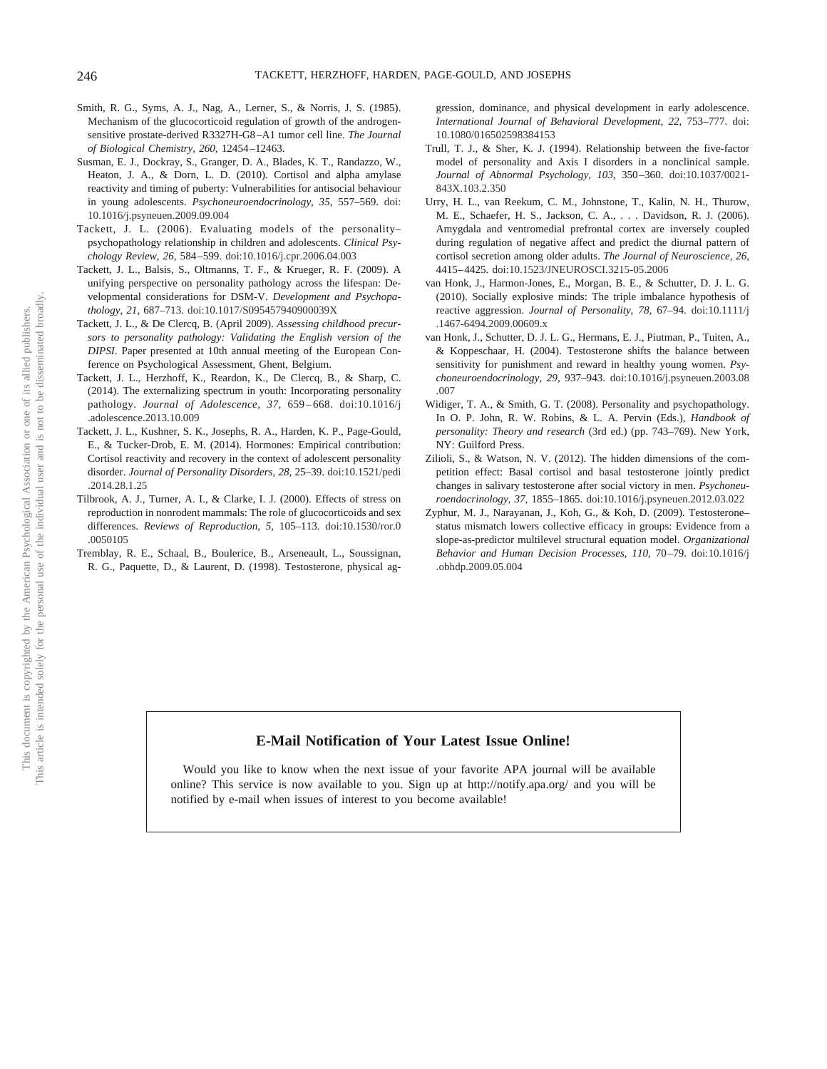Smith, R. G., Syms, A. J., Nag, A., Lerner, S., & Norris, J. S. (1985). Mechanism of the glucocorticoid regulation of growth of the androgen-sensitive prostate-derived R3327H-G8–A1 tumor cell line. *The Journal of Biological Chemistry, 260,* 12454–12463.

Susman, E. J., Dockray, S., Granger, D. A., Blades, K. T., Randazzo, W., Heaton, J. A., & Dorn, L. D. (2010). Cortisol and alpha amylase reactivity and timing of puberty: Vulnerabilities for antisocial behaviour in young adolescents. *Psychoneuroendocrinology, 35,* 557–569. doi:10.1016/j.psyneuen.2009.09.004

Tackett, J. L. (2006). Evaluating models of the personality–psychopathology relationship in children and adolescents. *Clinical Psychology Review, 26,* 584–599. doi:10.1016/j.cpr.2006.04.003

Tackett, J. L., Balsis, S., Oltmanns, T. F., & Krueger, R. F. (2009). A unifying perspective on personality pathology across the lifespan: Developmental considerations for DSM-V. *Development and Psychopathology, 21,* 687–713. doi:10.1017/S095457940900039X

Tackett, J. L., & De Clercq, B. (April 2009). *Assessing childhood precursors to personality pathology: Validating the English version of the DIPSI.* Paper presented at 10th annual meeting of the European Conference on Psychological Assessment, Ghent, Belgium.

Tackett, J. L., Herzhoff, K., Reardon, K., De Clercq, B., & Sharp, C. (2014). The externalizing spectrum in youth: Incorporating personality pathology. *Journal of Adolescence, 37,* 659–668. doi:10.1016/j.adolescence.2013.10.009

Tackett, J. L., Kushner, S. K., Josephs, R. A., Harden, K. P., Page-Gould, E., & Tucker-Drob, E. M. (2014). Hormones: Empirical contribution: Cortisol reactivity and recovery in the context of adolescent personality disorder. *Journal of Personality Disorders, 28,* 25–39. doi:10.1521/pedi.2014.28.1.25

Tilbrook, A. J., Turner, A. I., & Clarke, I. J. (2000). Effects of stress on reproduction in nonrodent mammals: The role of glucocorticoids and sex differences. *Reviews of Reproduction, 5,* 105–113. doi:10.1530/ror.0.0050105

Tremblay, R. E., Schaal, B., Boulerice, B., Arseneault, L., Soussignan, R. G., Paquette, D., & Laurent, D. (1998). Testosterone, physical aggression, dominance, and physical development in early adolescence. *International Journal of Behavioral Development, 22,* 753–777. doi:10.1080/016502598384153

Trull, T. J., & Sher, K. J. (1994). Relationship between the five-factor model of personality and Axis I disorders in a nonclinical sample. *Journal of Abnormal Psychology, 103,* 350–360. doi:10.1037/0021-843X.103.2.350

Urry, H. L., van Reekum, C. M., Johnstone, T., Kalin, N. H., Thurow, M. E., Schaefer, H. S., Jackson, C. A., . . . Davidson, R. J. (2006). Amygdala and ventromedial prefrontal cortex are inversely coupled during regulation of negative affect and predict the diurnal pattern of cortisol secretion among older adults. *The Journal of Neuroscience, 26,* 4415–4425. doi:10.1523/JNEUROSCI.3215-05.2006

van Honk, J., Harmon-Jones, E., Morgan, B. E., & Schutter, D. J. L. G. (2010). Socially explosive minds: The triple imbalance hypothesis of reactive aggression. *Journal of Personality, 78,* 67–94. doi:10.1111/j.1467-6494.2009.00609.x

van Honk, J., Schutter, D. J. L. G., Hermans, E. J., Piutman, P., Tuiten, A., & Koppeschaar, H. (2004). Testosterone shifts the balance between sensitivity for punishment and reward in healthy young women. *Psychoneuroendocrinology, 29,* 937–943. doi:10.1016/j.psyneuen.2003.08.007

Widiger, T. A., & Smith, G. T. (2008). Personality and psychopathology. In O. P. John, R. W. Robins, & L. A. Pervin (Eds.), *Handbook of personality: Theory and research* (3rd ed.) (pp. 743–769). New York, NY: Guilford Press.

Zilioli, S., & Watson, N. V. (2012). The hidden dimensions of the competition effect: Basal cortisol and basal testosterone jointly predict changes in salivary testosterone after social victory in men. *Psychoneuroendocrinology, 37,* 1855–1865. doi:10.1016/j.psyneuen.2012.03.022

Zyphur, M. J., Narayanan, J., Koh, G., & Koh, D. (2009). Testosterone–status mismatch lowers collective efficacy in groups: Evidence from a slope-as-predictor multilevel structural equation model. *Organizational Behavior and Human Decision Processes, 110,* 70–79. doi:10.1016/j.obhdp.2009.05.004

**E-Mail Notification of Your Latest Issue Online!**

Would you like to know when the next issue of your favorite APA journal will be available online? This service is now available to you. Sign up at http://notify.apa.org/ and you will be notified by e-mail when issues of interest to you become available!